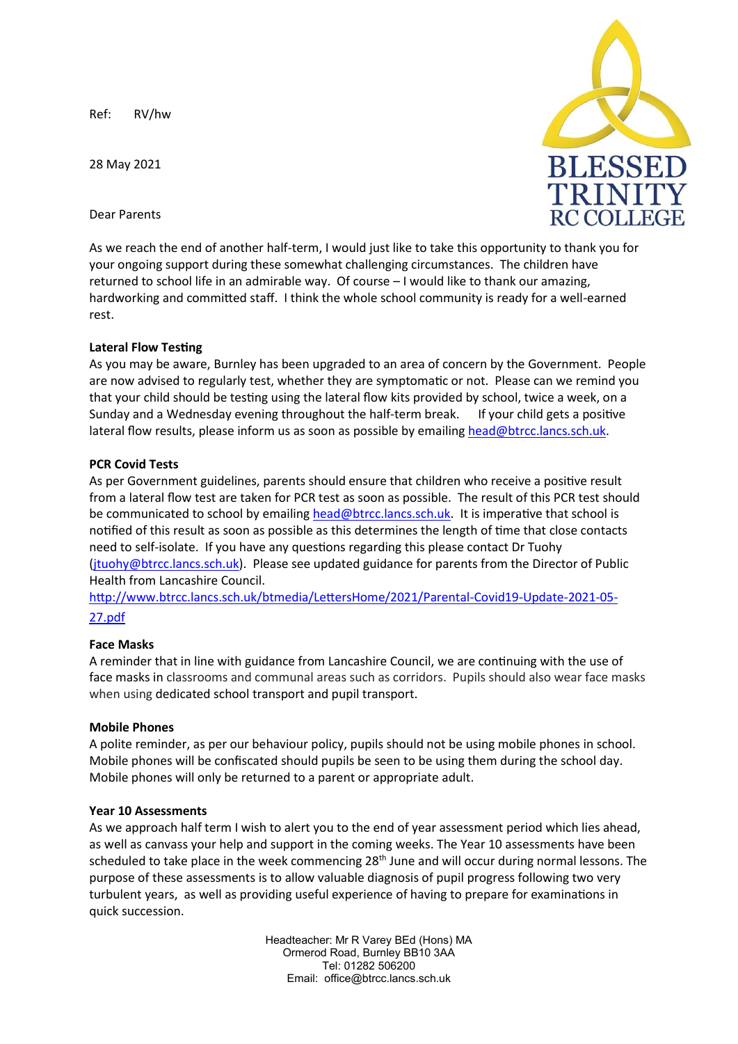Ref: RV/hw

28 May 2021

BLESSED TRINITY RC COLLEGE

Dear Parents

As we reach the end of another half-term, I would just like to take this opportunity to thank you for your ongoing support during these somewhat challenging circumstances. The children have returned to school life in an admirable way. Of course – I would like to thank our amazing, hardworking and committed staff. I think the whole school community is ready for a well-earned rest.

**Lateral Flow Testing**

As you may be aware, Burnley has been upgraded to an area of concern by the Government. People are now advised to regularly test, whether they are symptomatic or not. Please can we remind you that your child should be testing using the lateral flow kits provided by school, twice a week, on a Sunday and a Wednesday evening throughout the half-term break. If your child gets a positive lateral flow results, please inform us as soon as possible by emailing head@btrcc.lancs.sch.uk.

**PCR Covid Tests**

As per Government guidelines, parents should ensure that children who receive a positive result from a lateral flow test are taken for PCR test as soon as possible. The result of this PCR test should be communicated to school by emailing head@btrcc.lancs.sch.uk. It is imperative that school is notified of this result as soon as possible as this determines the length of time that close contacts need to self-isolate. If you have any questions regarding this please contact Dr Tuohy (jtuohy@btrcc.lancs.sch.uk). Please see updated guidance for parents from the Director of Public Health from Lancashire Council.
http://www.btrcc.lancs.sch.uk/btmedia/LettersHome/2021/Parental-Covid19-Update-2021-05-27.pdf

**Face Masks**

A reminder that in line with guidance from Lancashire Council, we are continuing with the use of face masks in classrooms and communal areas such as corridors. Pupils should also wear face masks when using dedicated school transport and pupil transport.

**Mobile Phones**

A polite reminder, as per our behaviour policy, pupils should not be using mobile phones in school. Mobile phones will be confiscated should pupils be seen to be using them during the school day. Mobile phones will only be returned to a parent or appropriate adult.

**Year 10 Assessments**

As we approach half term I wish to alert you to the end of year assessment period which lies ahead, as well as canvass your help and support in the coming weeks. The Year 10 assessments have been scheduled to take place in the week commencing 28th June and will occur during normal lessons. The purpose of these assessments is to allow valuable diagnosis of pupil progress following two very turbulent years, as well as providing useful experience of having to prepare for examinations in quick succession.

Headteacher: Mr R Varey BEd (Hons) MA
Ormerod Road, Burnley BB10 3AA
Tel: 01282 506200
Email: office@btrcc.lancs.sch.uk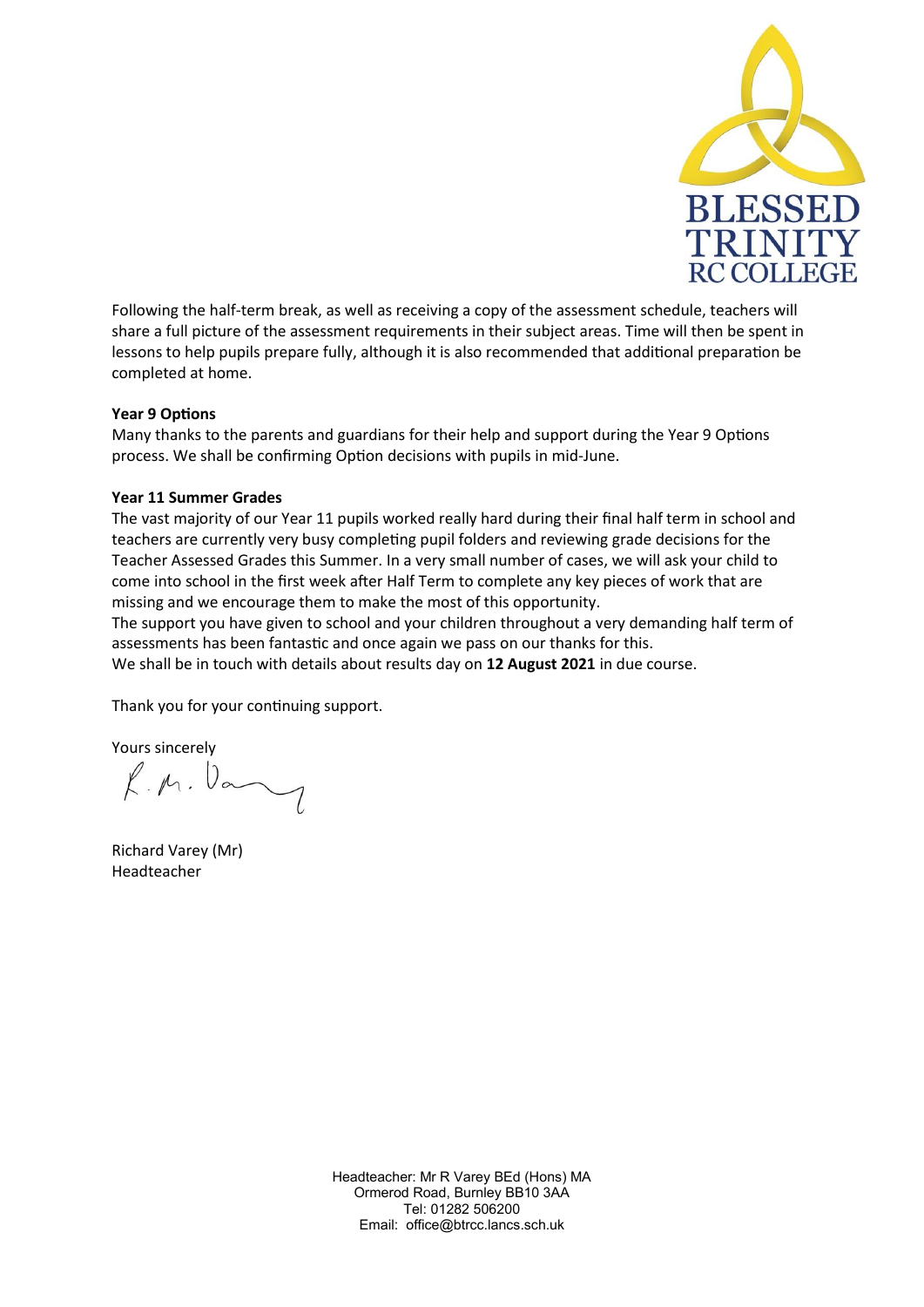Following the half-term break, as well as receiving a copy of the assessment schedule, teachers will share a full picture of the assessment requirements in their subject areas. Time will then be spent in lessons to help pupils prepare fully, although it is also recommended that additional preparation be completed at home.

**Year 9 Options**

Many thanks to the parents and guardians for their help and support during the Year 9 Options process. We shall be confirming Option decisions with pupils in mid-June.

**Year 11 Summer Grades**

The vast majority of our Year 11 pupils worked really hard during their final half term in school and teachers are currently very busy completing pupil folders and reviewing grade decisions for the Teacher Assessed Grades this Summer. In a very small number of cases, we will ask your child to come into school in the first week after Half Term to complete any key pieces of work that are missing and we encourage them to make the most of this opportunity.

The support you have given to school and your children throughout a very demanding half term of assessments has been fantastic and once again we pass on our thanks for this.

We shall be in touch with details about results day on **12 August 2021** in due course.

Thank you for your continuing support.

Yours sincerely

Richard Varey (Mr)
Headteacher

Headteacher: Mr R Varey BEd (Hons) MA
Ormerod Road, Burnley BB10 3AA
Tel: 01282 506200
Email: office@btrcc.lancs.sch.uk